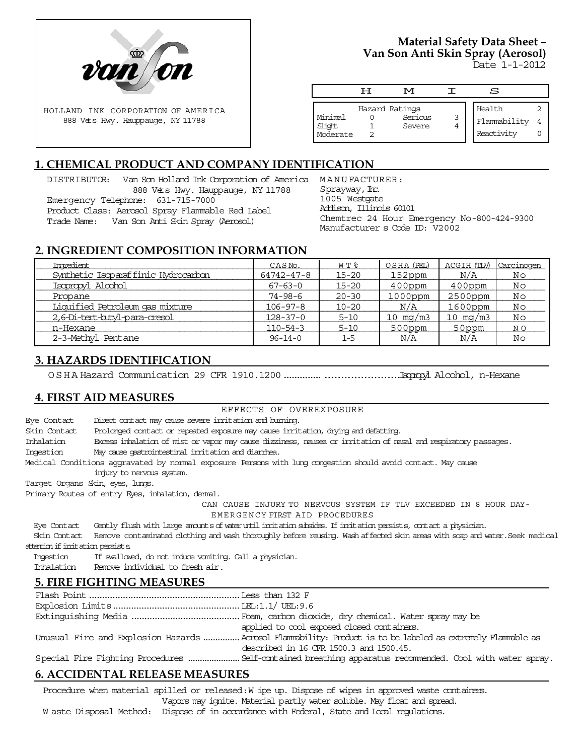HOLLAND INK CORPORATION OF AMERICA
888 Vets Hwy. Hauppauge, NY 11788

**Material Safety Data Sheet – Van Son Anti Skin Spray (Aerosol)**
Date 1-1-2012

**H M I S**

| Hazard Ratings | | | |
|---|---|---|---|
| Minimal | 0 | Serious | 3 |
| Slight | 1 | Severe | 4 |
| Moderate | 2 | | |

| | |
|---|---|
| Health | 2 |
| Flammability | 4 |
| Reactivity | 0 |

## 1. CHEMICAL PRODUCT AND COMPANY IDENTIFICATION

DISTRIBUTOR: Van Son Holland Ink Corporation of America
888 Vets Hwy. Hauppauge, NY 11788
Emergency Telephone: 631-715-7000
Product Class: Aerosol Spray Flammable Red Label
Trade Name: Van Son Anti Skin Spray (Aerosol)

MANUFACTURER:
Sprayway, Inc.
1005 Westgate
Addison, Illinois 60101
Chemtrec 24 Hour Emergency No-800-424-9300
Manufacturer s Code ID: V2002

## 2. INGREDIENT COMPOSITION INFORMATION

| Ingredient | CAS No. | WT% | OSHA (PEL) | ACGIH (TLV) | Carcinogen |
|---|---|---|---|---|---|
| Synthetic Isoparaffinic Hydrocarbon | 64742-47-8 | 15-20 | 152ppm | N/A | No |
| Isopropyl Alcohol | 67-63-0 | 15-20 | 400ppm | 400ppm | No |
| Propane | 74-98-6 | 20-30 | 1000ppm | 2500ppm | No |
| Liquified Petroleum gas mixture | 106-97-8 | 10-20 | N/A | 1600ppm | No |
| 2,6-Di-tert-butyl-para-cresol | 128-37-0 | 5-10 | 10 mg/m3 | 10 mg/m3 | No |
| n-Hexane | 110-54-3 | 5-10 | 500ppm | 50ppm | NO |
| 2-3-Methyl Pentane | 96-14-0 | 1-5 | N/A | N/A | No |

## 3. HAZARDS IDENTIFICATION

OSHA Hazard Communication 29 CFR 1910.1200 ............................... Isopropyl Alcohol, n-Hexane

## 4. FIRST AID MEASURES

EFFECTS OF OVEREXPOSURE

Eye Contact Direct contact may cause severe irritation and burning.
Skin Contact Prolonged contact or repeated exposure may cause irritation, drying and defatting.
Inhalation Excess inhalation of mist or vapor may cause dizziness, nausea or irritation of nasal and respiratory passages.
Ingestion May cause gastrointestinal irritation and diarrhea.
Medical Conditions aggravated by normal exposure Persons with lung congestion should avoid contact. May cause injury to nervous system.
Target Organs Skin, eyes, lungs.
Primary Routes of entry Eyes, inhalation, dermal.

CAN CAUSE INJURY TO NERVOUS SYSTEM IF TLV EXCEEDED IN 8 HOUR DAY-

EMERGENCY FIRST AID PROCEDURES

Eye Contact Gently flush with large amounts of water until irritation subsides. If irritation persists, contact a physician.
Skin Contact Remove contaminated clothing and wash thoroughly before reusing. Wash affected skin areas with soap and water. Seek medical attention if irritation persists.
Ingestion If swallowed, do not induce vomiting. Call a physician.
Inhalation Remove individual to fresh air.

## 5. FIRE FIGHTING MEASURES

Flash Point .......................... Less than 132 F
Explosion Limits .......................... LEL:1.1/ UEL:9.6
Extinguishing Media .......................... Foam, carbon dioxide, dry chemical. Water spray may be applied to cool exposed closed containers.
Unusual Fire and Explosion Hazards .......................... Aerosol Flammability: Product is to be labeled as extremely Flammable as described in 16 CFR 1500.3 and 1500.45.
Special Fire Fighting Procedures .......................... Self-contained breathing apparatus recommended. Cool with water spray.

## 6. ACCIDENTAL RELEASE MEASURES

Procedure when material spilled or released: Wipe up. Dispose of wipes in approved waste containers. Vapors may ignite. Material partly water soluble. May float and spread.
Waste Disposal Method: Dispose of in accordance with Federal, State and Local regulations.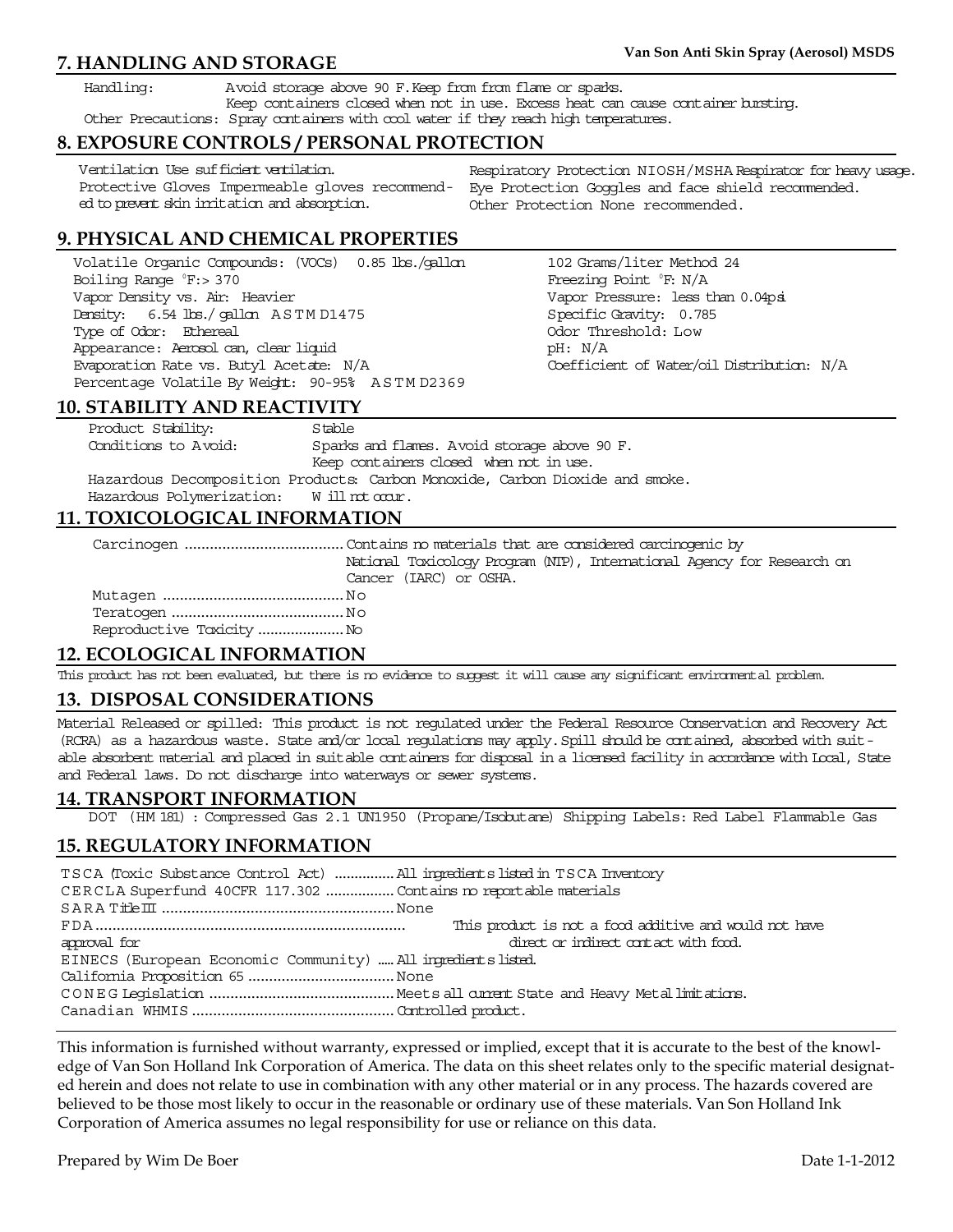## 7. HANDLING AND STORAGE

Handling: Avoid storage above 90 F. Keep from from flame or sparks.
Keep containers closed when not in use. Excess heat can cause container bursting.
Other Precautions: Spray containers with cool water if they reach high temperatures.

## 8. EXPOSURE CONTROLS / PERSONAL PROTECTION

Ventilation Use sufficient ventilation.
Protective Gloves Impermeable gloves recommended to prevent skin irritation and absorption.
Respiratory Protection NIOSH/MSHA Respirator for heavy usage.
Eye Protection Goggles and face shield recommended.
Other Protection None recommended.

## 9. PHYSICAL AND CHEMICAL PROPERTIES

Volatile Organic Compounds: (VOCs) 0.85 lbs./gallon 102 Grams/liter Method 24
Boiling Range °F:> 370
Freezing Point °F: N/A
Vapor Density vs. Air: Heavier
Vapor Pressure: less than 0.04psi
Density: 6.54 lbs./ gallon ASTM D1475
Specific Gravity: 0.785
Type of Odor: Ethereal
Odor Threshold: Low
Appearance: Aerosol can, clear liquid
pH: N/A
Evaporation Rate vs. Butyl Acetate: N/A
Coefficient of Water/oil Distribution: N/A
Percentage Volatile By Weight: 90-95% ASTM D2369

## 10. STABILITY AND REACTIVITY

Product Stability: Stable
Conditions to Avoid: Sparks and flames. Avoid storage above 90 F.
Keep containers closed when not in use.
Hazardous Decomposition Products: Carbon Monoxide, Carbon Dioxide and smoke.
Hazardous Polymerization: Will not occur.

## 11. TOXICOLOGICAL INFORMATION

Carcinogen .................................... Contains no materials that are considered carcinogenic by National Toxicology Program (NTP), International Agency for Research on Cancer (IARC) or OSHA.
Mutagen .................................... No
Teratogen .................................... No
Reproductive Toxicity .................... No

## 12. ECOLOGICAL INFORMATION

This product has not been evaluated, but there is no evidence to suggest it will cause any significant environmental problem.

## 13. DISPOSAL CONSIDERATIONS

Material Released or spilled: This product is not regulated under the Federal Resource Conservation and Recovery Act (RCRA) as a hazardous waste. State and/or local regulations may apply. Spill should be contained, absorbed with suitable absorbent material and placed in suitable containers for disposal in a licensed facility in accordance with Local, State and Federal laws. Do not discharge into waterways or sewer systems.

## 14. TRANSPORT INFORMATION

DOT (HM 181): Compressed Gas 2.1 UN1950 (Propane/Isobutane) Shipping Labels: Red Label Flammable Gas

## 15. REGULATORY INFORMATION

TSCA (Toxic Substance Control Act) .............. All ingredients listed in TSCA Inventory
CERCLA Superfund 40CFR 117.302 ................ Contains no reportable materials
SARA Title III .................................... None
FDA .................................... This product is not a food additive and would not have approval for direct or indirect contact with food.
EINECS (European Economic Community) ..... All ingredients listed.
California Proposition 65 .................................. None
CONEG Legislation .................................... Meets all current State and Heavy Metal limitations.
Canadian WHMIS .................................... Controlled product.

This information is furnished without warranty, expressed or implied, except that it is accurate to the best of the knowledge of Van Son Holland Ink Corporation of America. The data on this sheet relates only to the specific material designated herein and does not relate to use in combination with any other material or in any process. The hazards covered are believed to be those most likely to occur in the reasonable or ordinary use of these materials. Van Son Holland Ink Corporation of America assumes no legal responsibility for use or reliance on this data.

Prepared by Wim De Boer

Date 1-1-2012